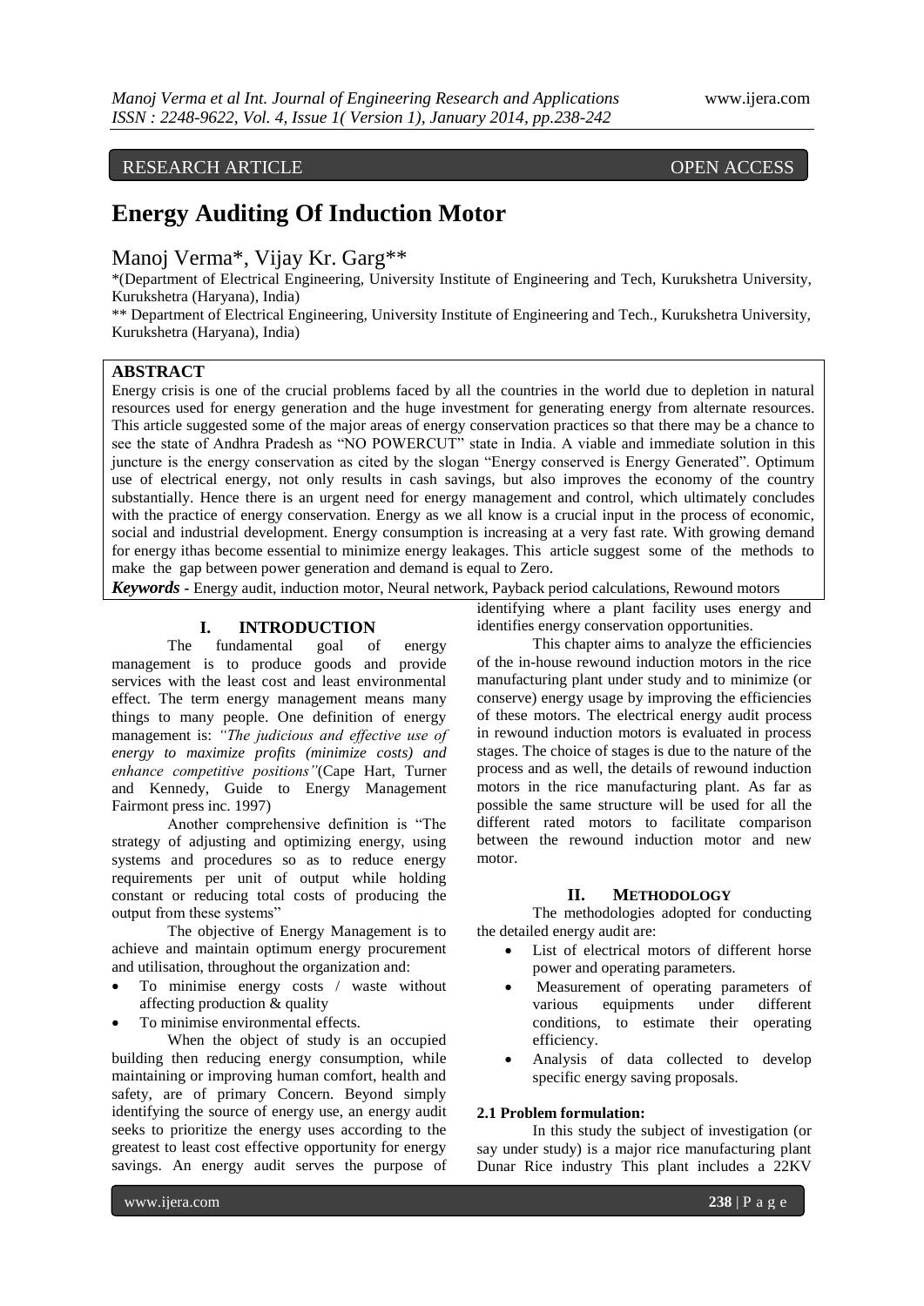RESEARCH ARTICLE OPEN ACCESS

# Energy Auditing Of Induction Motor

Manoj Verma*, Vijay Kr. Garg**

*(Department of Electrical Engineering, University Institute of Engineering and Tech, Kurukshetra University, Kurukshetra (Haryana), India)

** Department of Electrical Engineering, University Institute of Engineering and Tech., Kurukshetra University, Kurukshetra (Haryana), India)

## ABSTRACT

Energy crisis is one of the crucial problems faced by all the countries in the world due to depletion in natural resources used for energy generation and the huge investment for generating energy from alternate resources. This article suggested some of the major areas of energy conservation practices so that there may be a chance to see the state of Andhra Pradesh as "NO POWERCUT" state in India. A viable and immediate solution in this juncture is the energy conservation as cited by the slogan "Energy conserved is Energy Generated". Optimum use of electrical energy, not only results in cash savings, but also improves the economy of the country substantially. Hence there is an urgent need for energy management and control, which ultimately concludes with the practice of energy conservation. Energy as we all know is a crucial input in the process of economic, social and industrial development. Energy consumption is increasing at a very fast rate. With growing demand for energy ithas become essential to minimize energy leakages. This article suggest some of the methods to make the gap between power generation and demand is equal to Zero.

***Keywords*** - Energy audit, induction motor, Neural network, Payback period calculations, Rewound motors

## I. INTRODUCTION

The fundamental goal of energy management is to produce goods and provide services with the least cost and least environmental effect. The term energy management means many things to many people. One definition of energy management is: *"The judicious and effective use of energy to maximize profits (minimize costs) and enhance competitive positions"*(Cape Hart, Turner and Kennedy, Guide to Energy Management Fairmont press inc. 1997)

Another comprehensive definition is "The strategy of adjusting and optimizing energy, using systems and procedures so as to reduce energy requirements per unit of output while holding constant or reducing total costs of producing the output from these systems"

The objective of Energy Management is to achieve and maintain optimum energy procurement and utilisation, throughout the organization and:

- To minimise energy costs / waste without affecting production & quality
- To minimise environmental effects.

When the object of study is an occupied building then reducing energy consumption, while maintaining or improving human comfort, health and safety, are of primary Concern. Beyond simply identifying the source of energy use, an energy audit seeks to prioritize the energy uses according to the greatest to least cost effective opportunity for energy savings. An energy audit serves the purpose of identifying where a plant facility uses energy and identifies energy conservation opportunities.

This chapter aims to analyze the efficiencies of the in-house rewound induction motors in the rice manufacturing plant under study and to minimize (or conserve) energy usage by improving the efficiencies of these motors. The electrical energy audit process in rewound induction motors is evaluated in process stages. The choice of stages is due to the nature of the process and as well, the details of rewound induction motors in the rice manufacturing plant. As far as possible the same structure will be used for all the different rated motors to facilitate comparison between the rewound induction motor and new motor.

## II. METHODOLOGY

The methodologies adopted for conducting the detailed energy audit are:

- List of electrical motors of different horse power and operating parameters.
- Measurement of operating parameters of various equipments under different conditions, to estimate their operating efficiency.
- Analysis of data collected to develop specific energy saving proposals.

### 2.1 Problem formulation:

In this study the subject of investigation (or say under study) is a major rice manufacturing plant Dunar Rice industry This plant includes a 22KV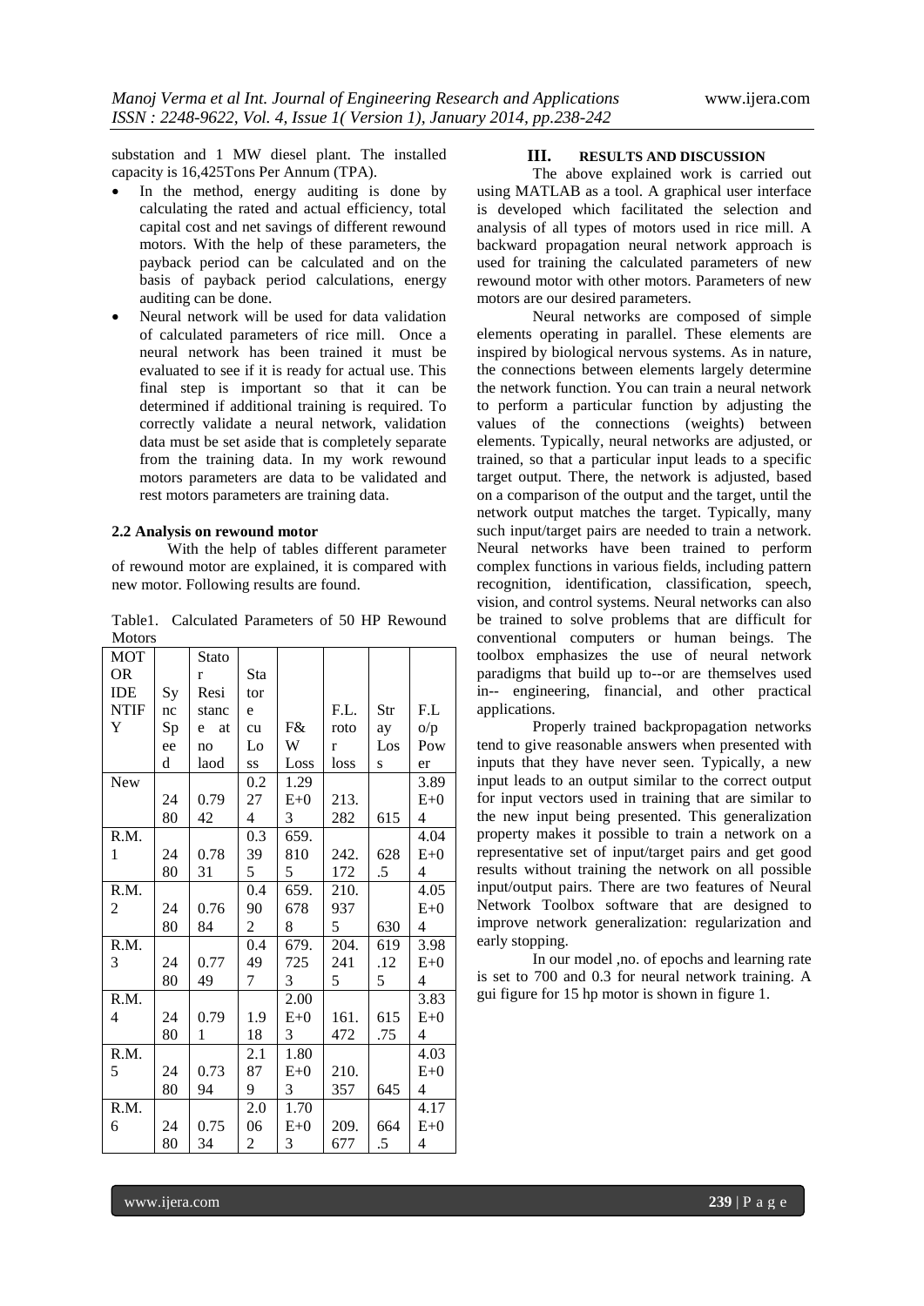substation and 1 MW diesel plant. The installed capacity is 16,425Tons Per Annum (TPA).

- In the method, energy auditing is done by calculating the rated and actual efficiency, total capital cost and net savings of different rewound motors. With the help of these parameters, the payback period can be calculated and on the basis of payback period calculations, energy auditing can be done.
- Neural network will be used for data validation of calculated parameters of rice mill. Once a neural network has been trained it must be evaluated to see if it is ready for actual use. This final step is important so that it can be determined if additional training is required. To correctly validate a neural network, validation data must be set aside that is completely separate from the training data. In my work rewound motors parameters are data to be validated and rest motors parameters are training data.

### 2.2 Analysis on rewound motor

With the help of tables different parameter of rewound motor are explained, it is compared with new motor. Following results are found.

Table1. Calculated Parameters of 50 HP Rewound Motors

| MOTOR IDENTIFY | Sync Speed | Stator Resistance no laod | Stator cu Loss | F& W Loss | F.L. rotor loss | Stray Loss | F.L o/p Power |
|---|---|---|---|---|---|---|---|
| New | 2480 | 0.7942 | 0.274 | 1.29E+03 | 213.282 | 615 | 3.89E+04 |
| R.M. 1 | 2480 | 0.7831 | 0.395 | 659.8105 | 242.172 | 628.5 | 4.04E+04 |
| R.M. 2 | 2480 | 0.7684 | 0.4902 | 659.6788 | 210.9375 | 630 | 4.05E+04 |
| R.M. 3 | 2480 | 0.7749 | 0.4497 | 679.7253 | 204.2415 | 619.125 | 3.98E+04 |
| R.M. 4 | 2480 | 0.791 | 1.918 | 2.00E+03 | 161.472 | 615.75 | 3.83E+04 |
| R.M. 5 | 2480 | 0.7394 | 2.1879 | 1.80E+03 | 210.357 | 645 | 4.03E+04 |
| R.M. 6 | 2480 | 0.7534 | 2.0062 | 1.70E+03 | 209.677 | 664.5 | 4.17E+04 |

## III. RESULTS AND DISCUSSION

The above explained work is carried out using MATLAB as a tool. A graphical user interface is developed which facilitated the selection and analysis of all types of motors used in rice mill. A backward propagation neural network approach is used for training the calculated parameters of new rewound motor with other motors. Parameters of new motors are our desired parameters.

Neural networks are composed of simple elements operating in parallel. These elements are inspired by biological nervous systems. As in nature, the connections between elements largely determine the network function. You can train a neural network to perform a particular function by adjusting the values of the connections (weights) between elements. Typically, neural networks are adjusted, or trained, so that a particular input leads to a specific target output. There, the network is adjusted, based on a comparison of the output and the target, until the network output matches the target. Typically, many such input/target pairs are needed to train a network. Neural networks have been trained to perform complex functions in various fields, including pattern recognition, identification, classification, speech, vision, and control systems. Neural networks can also be trained to solve problems that are difficult for conventional computers or human beings. The toolbox emphasizes the use of neural network paradigms that build up to--or are themselves used in-- engineering, financial, and other practical applications.

Properly trained backpropagation networks tend to give reasonable answers when presented with inputs that they have never seen. Typically, a new input leads to an output similar to the correct output for input vectors used in training that are similar to the new input being presented. This generalization property makes it possible to train a network on a representative set of input/target pairs and get good results without training the network on all possible input/output pairs. There are two features of Neural Network Toolbox software that are designed to improve network generalization: regularization and early stopping.

In our model ,no. of epochs and learning rate is set to 700 and 0.3 for neural network training. A gui figure for 15 hp motor is shown in figure 1.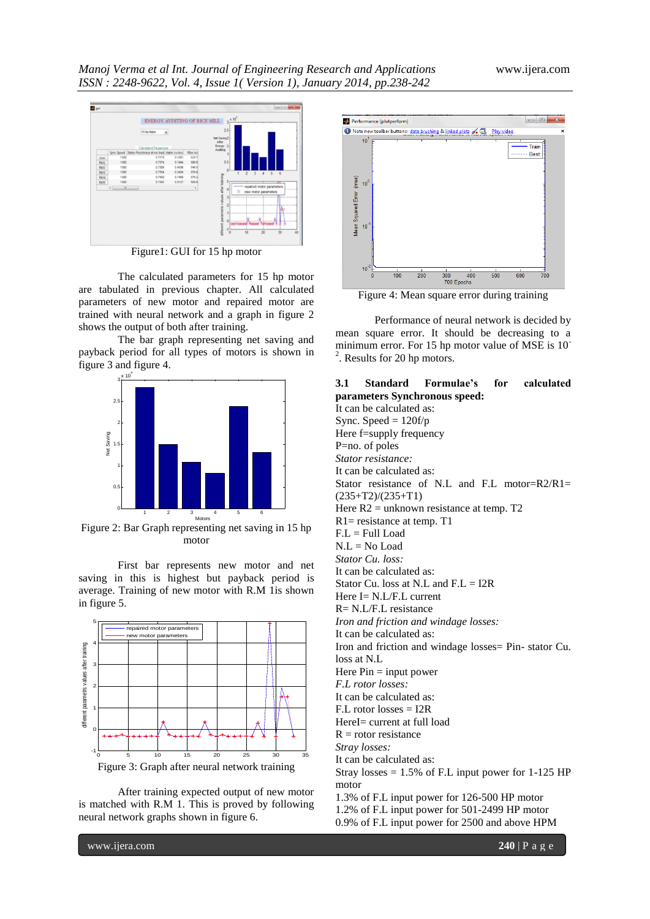Figure1: GUI for 15 hp motor

The calculated parameters for 15 hp motor are tabulated in previous chapter. All calculated parameters of new motor and repaired motor are trained with neural network and a graph in figure 2 shows the output of both after training.

The bar graph representing net saving and payback period for all types of motors is shown in figure 3 and figure 4.

Figure 2: Bar Graph representing net saving in 15 hp motor

First bar represents new motor and net saving in this is highest but payback period is average. Training of new motor with R.M 1is shown in figure 5.

Figure 3: Graph after neural network training

After training expected output of new motor is matched with R.M 1. This is proved by following neural network graphs shown in figure 6.

Figure 4: Mean square error during training

Performance of neural network is decided by mean square error. It should be decreasing to a minimum error. For 15 hp motor value of MSE is $10^{-2}$. Results for 20 hp motors.

### 3.1 Standard Formulae's for calculated parameters Synchronous speed:

It can be calculated as:

Sync. Speed = 120f/p

Here f=supply frequency

P=no. of poles

*Stator resistance:*

It can be calculated as:

Stator resistance of N.L and F.L motor=R2/R1=(235+T2)/(235+T1)

Here R2 = unknown resistance at temp. T2

R1= resistance at temp. T1

F.L = Full Load

N.L = No Load

*Stator Cu. loss:*

It can be calculated as:

Stator Cu. loss at N.L and F.L = I2R

Here I= N.L/F.L current

R= N.L/F.L resistance

*Iron and friction and windage losses:*

It can be calculated as:

Iron and friction and windage losses= Pin- stator Cu. loss at N.L

Here Pin = input power

*F.L rotor losses:*

It can be calculated as:

F.L rotor losses = I2R

HereI= current at full load

R = rotor resistance

*Stray losses:*

It can be calculated as:

Stray losses = 1.5% of F.L input power for 1-125 HP motor

1.3% of F.L input power for 126-500 HP motor

1.2% of F.L input power for 501-2499 HP motor

0.9% of F.L input power for 2500 and above HPM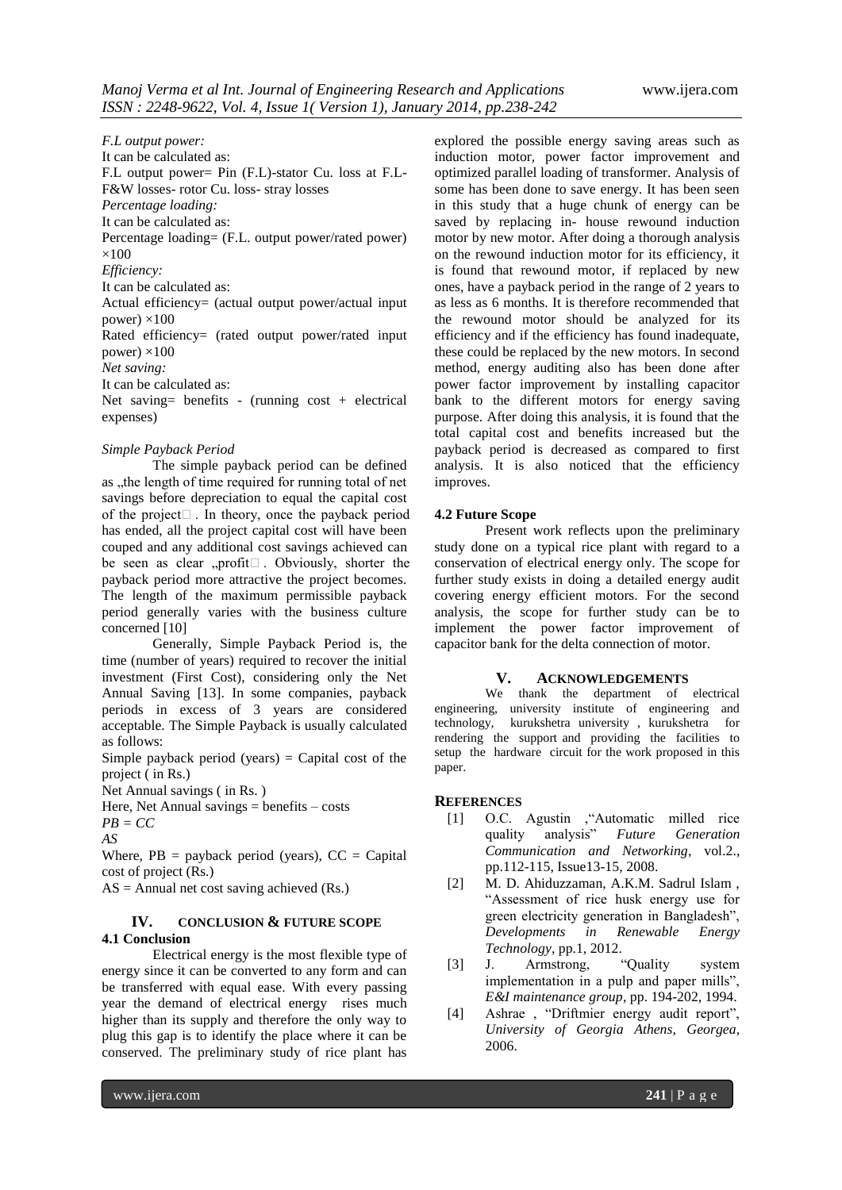*F.L output power:*

It can be calculated as:

F.L output power= Pin (F.L)-stator Cu. loss at F.L-F&W losses- rotor Cu. loss- stray losses

*Percentage loading:*

It can be calculated as:

Percentage loading= (F.L. output power/rated power) ×100

*Efficiency:*

It can be calculated as:

Actual efficiency= (actual output power/actual input power) ×100

Rated efficiency= (rated output power/rated input power) ×100

*Net saving:*

It can be calculated as:

Net saving= benefits - (running cost + electrical expenses)

*Simple Payback Period*

The simple payback period can be defined as „the length of time required for running total of net savings before depreciation to equal the capital cost of the project . In theory, once the payback period has ended, all the project capital cost will have been couped and any additional cost savings achieved can be seen as clear „profit . Obviously, shorter the payback period more attractive the project becomes. The length of the maximum permissible payback period generally varies with the business culture concerned [10]

Generally, Simple Payback Period is, the time (number of years) required to recover the initial investment (First Cost), considering only the Net Annual Saving [13]. In some companies, payback periods in excess of 3 years are considered acceptable. The Simple Payback is usually calculated as follows:

Simple payback period (years) = Capital cost of the project ( in Rs.)

Net Annual savings ( in Rs. )

Here, Net Annual savings = benefits – costs

$$PB = \frac{CC}{AS}$$

Where, PB = payback period (years), CC = Capital cost of project (Rs.)

AS = Annual net cost saving achieved (Rs.)

## IV. CONCLUSION & FUTURE SCOPE

### 4.1 Conclusion

Electrical energy is the most flexible type of energy since it can be converted to any form and can be transferred with equal ease. With every passing year the demand of electrical energy rises much higher than its supply and therefore the only way to plug this gap is to identify the place where it can be conserved. The preliminary study of rice plant has explored the possible energy saving areas such as induction motor, power factor improvement and optimized parallel loading of transformer. Analysis of some has been done to save energy. It has been seen in this study that a huge chunk of energy can be saved by replacing in- house rewound induction motor by new motor. After doing a thorough analysis on the rewound induction motor for its efficiency, it is found that rewound motor, if replaced by new ones, have a payback period in the range of 2 years to as less as 6 months. It is therefore recommended that the rewound motor should be analyzed for its efficiency and if the efficiency has found inadequate, these could be replaced by the new motors. In second method, energy auditing also has been done after power factor improvement by installing capacitor bank to the different motors for energy saving purpose. After doing this analysis, it is found that the total capital cost and benefits increased but the payback period is decreased as compared to first analysis. It is also noticed that the efficiency improves.

### 4.2 Future Scope

Present work reflects upon the preliminary study done on a typical rice plant with regard to a conservation of electrical energy only. The scope for further study exists in doing a detailed energy audit covering energy efficient motors. For the second analysis, the scope for further study can be to implement the power factor improvement of capacitor bank for the delta connection of motor.

## V. ACKNOWLEDGEMENTS

We thank the department of electrical engineering, university institute of engineering and technology, kurukshetra university , kurukshetra for rendering the support and providing the facilities to setup the hardware circuit for the work proposed in this paper.

## REFERENCES

[1] O.C. Agustin ,"Automatic milled rice quality analysis" *Future Generation Communication and Networking*, vol.2., pp.112-115, Issue13-15, 2008.

[2] M. D. Ahiduzzaman, A.K.M. Sadrul Islam , "Assessment of rice husk energy use for green electricity generation in Bangladesh", *Developments in Renewable Energy Technology*, pp.1, 2012.

[3] J. Armstrong, "Quality system implementation in a pulp and paper mills", *E&I maintenance group*, pp. 194-202, 1994.

[4] Ashrae , "Driftmier energy audit report", *University of Georgia Athens, Georgea*, 2006.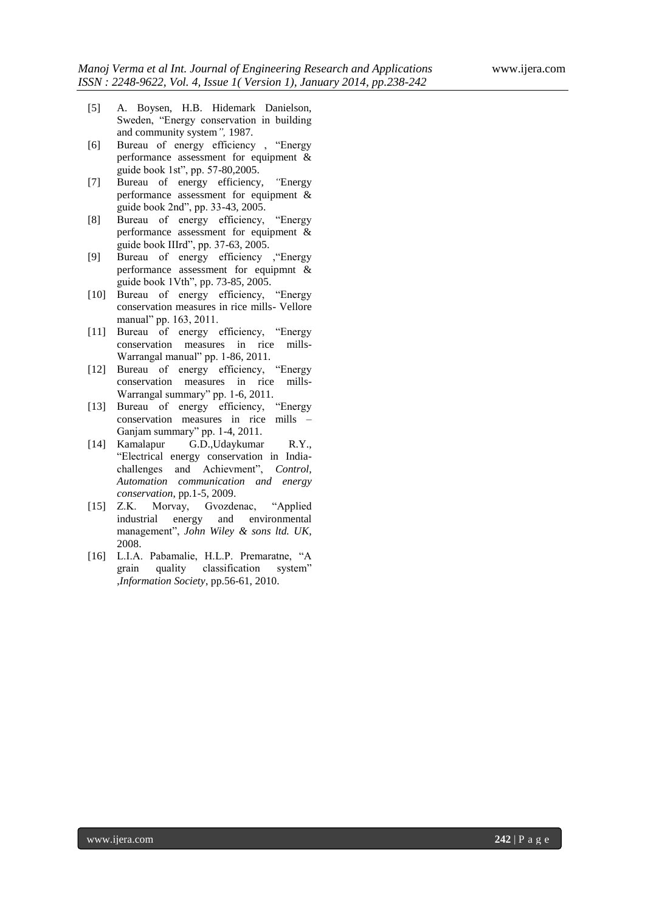[5] A. Boysen, H.B. Hidemark Danielson, Sweden, "Energy conservation in building and community system*"*, 1987.

[6] Bureau of energy efficiency , "Energy performance assessment for equipment & guide book 1st", pp. 57-80,2005.

[7] Bureau of energy efficiency, *"*Energy performance assessment for equipment & guide book 2nd", pp. 33-43, 2005.

[8] Bureau of energy efficiency, "Energy performance assessment for equipment & guide book IIIrd", pp. 37-63, 2005.

[9] Bureau of energy efficiency ,"Energy performance assessment for equipmnt & guide book 1Vth", pp. 73-85, 2005.

[10] Bureau of energy efficiency, "Energy conservation measures in rice mills- Vellore manual" pp. 163, 2011.

[11] Bureau of energy efficiency, "Energy conservation measures in rice mills- Warrangal manual" pp. 1-86, 2011.

[12] Bureau of energy efficiency, "Energy conservation measures in rice mills- Warrangal summary" pp. 1-6, 2011.

[13] Bureau of energy efficiency, "Energy conservation measures in rice mills – Ganjam summary" pp. 1-4, 2011.

[14] Kamalapur G.D.,Udaykumar R.Y., "Electrical energy conservation in India- challenges and Achievment", *Control, Automation communication and energy conservation*, pp.1-5, 2009.

[15] Z.K. Morvay, Gvozdenac, "Applied industrial energy and environmental management", *John Wiley & sons ltd. UK*, 2008.

[16] L.I.A. Pabamalie, H.L.P. Premaratne, "A grain quality classification system" ,*Information Society*, pp.56-61, 2010.